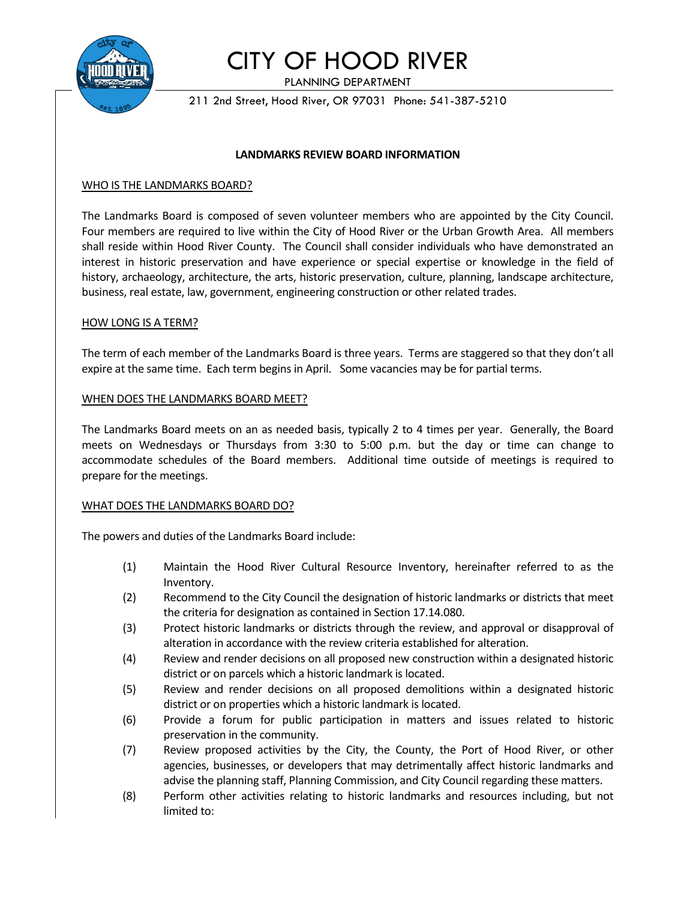# CITY OF HOOD RIVER

PLANNING DEPARTMENT

211 2nd Street, Hood River, OR 97031 Phone: 541-387-5210

## LANDMARKS REVIEW BOARD INFORMATION

### WHO IS THE LANDMARKS BOARD?

The Landmarks Board is composed of seven volunteer members who are appointed by the City Council. Four members are required to live within the City of Hood River or the Urban Growth Area. All members shall reside within Hood River County. The Council shall consider individuals who have demonstrated an interest in historic preservation and have experience or special expertise or knowledge in the field of history, archaeology, architecture, the arts, historic preservation, culture, planning, landscape architecture, business, real estate, law, government, engineering construction or other related trades.

### HOW LONG IS A TERM?

The term of each member of the Landmarks Board is three years. Terms are staggered so that they don't all expire at the same time. Each term begins in April. Some vacancies may be for partial terms.

### WHEN DOES THE LANDMARKS BOARD MEET?

The Landmarks Board meets on an as needed basis, typically 2 to 4 times per year. Generally, the Board meets on Wednesdays or Thursdays from 3:30 to 5:00 p.m. but the day or time can change to accommodate schedules of the Board members. Additional time outside of meetings is required to prepare for the meetings.

### WHAT DOES THE LANDMARKS BOARD DO?

The powers and duties of the Landmarks Board include:

(1) Maintain the Hood River Cultural Resource Inventory, hereinafter referred to as the Inventory.

(2) Recommend to the City Council the designation of historic landmarks or districts that meet the criteria for designation as contained in Section 17.14.080.

(3) Protect historic landmarks or districts through the review, and approval or disapproval of alteration in accordance with the review criteria established for alteration.

(4) Review and render decisions on all proposed new construction within a designated historic district or on parcels which a historic landmark is located.

(5) Review and render decisions on all proposed demolitions within a designated historic district or on properties which a historic landmark is located.

(6) Provide a forum for public participation in matters and issues related to historic preservation in the community.

(7) Review proposed activities by the City, the County, the Port of Hood River, or other agencies, businesses, or developers that may detrimentally affect historic landmarks and advise the planning staff, Planning Commission, and City Council regarding these matters.

(8) Perform other activities relating to historic landmarks and resources including, but not limited to: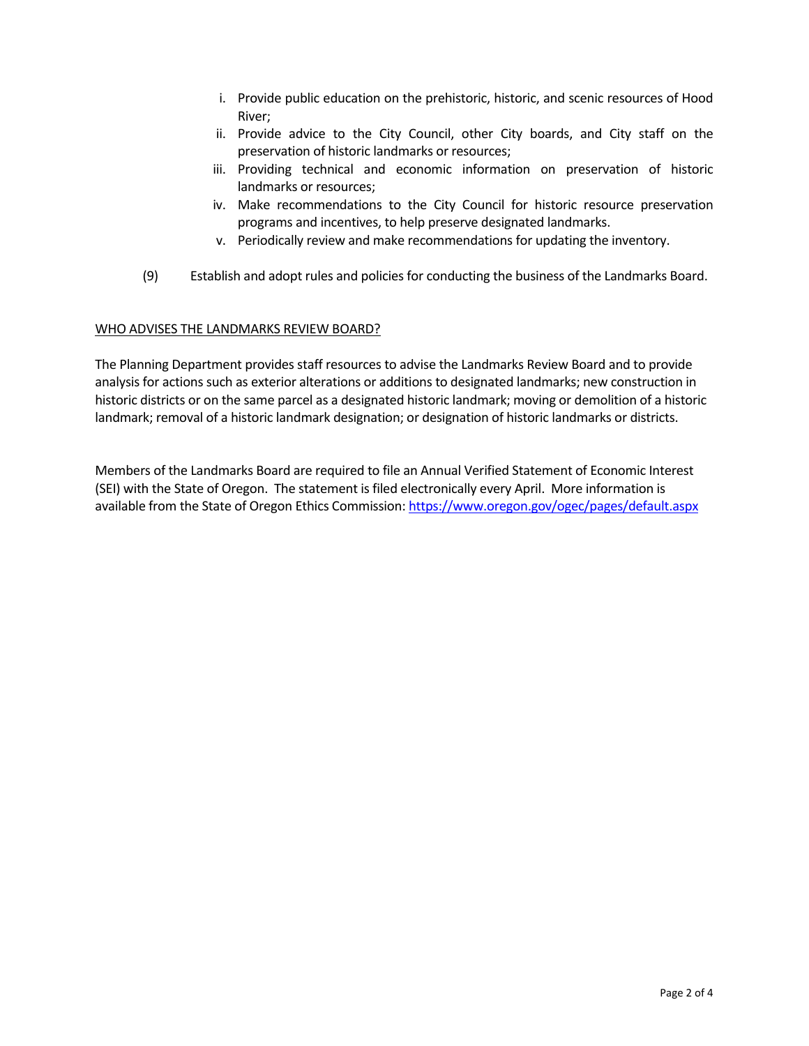i. Provide public education on the prehistoric, historic, and scenic resources of Hood River;
ii. Provide advice to the City Council, other City boards, and City staff on the preservation of historic landmarks or resources;
iii. Providing technical and economic information on preservation of historic landmarks or resources;
iv. Make recommendations to the City Council for historic resource preservation programs and incentives, to help preserve designated landmarks.
v. Periodically review and make recommendations for updating the inventory.

(9) Establish and adopt rules and policies for conducting the business of the Landmarks Board.

<u>WHO ADVISES THE LANDMARKS REVIEW BOARD?</u>

The Planning Department provides staff resources to advise the Landmarks Review Board and to provide analysis for actions such as exterior alterations or additions to designated landmarks; new construction in historic districts or on the same parcel as a designated historic landmark; moving or demolition of a historic landmark; removal of a historic landmark designation; or designation of historic landmarks or districts.

Members of the Landmarks Board are required to file an Annual Verified Statement of Economic Interest (SEI) with the State of Oregon. The statement is filed electronically every April. More information is available from the State of Oregon Ethics Commission: https://www.oregon.gov/ogec/pages/default.aspx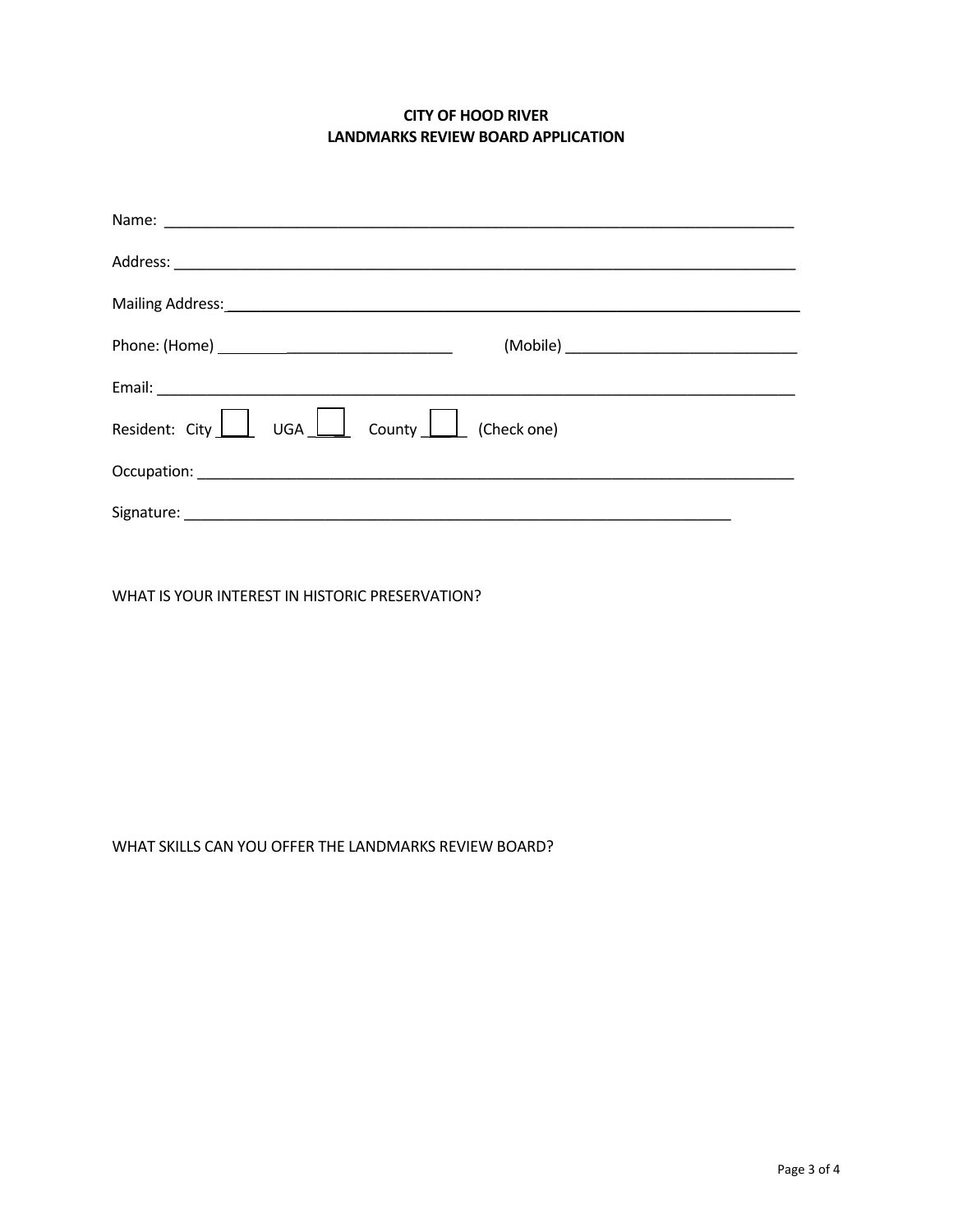**CITY OF HOOD RIVER**
**LANDMARKS REVIEW BOARD APPLICATION**

Name: ______________________________________________________________________________

Address: ____________________________________________________________________________

Mailing Address: _____________________________________________________________________

Phone: (Home) ______________________________ (Mobile) ____________________________

Email: ______________________________________________________________________________

Resident: City ☐ UGA ☐ County ☐ (Check one)

Occupation: _________________________________________________________________________

Signature: __________________________________________________________________

WHAT IS YOUR INTEREST IN HISTORIC PRESERVATION?

WHAT SKILLS CAN YOU OFFER THE LANDMARKS REVIEW BOARD?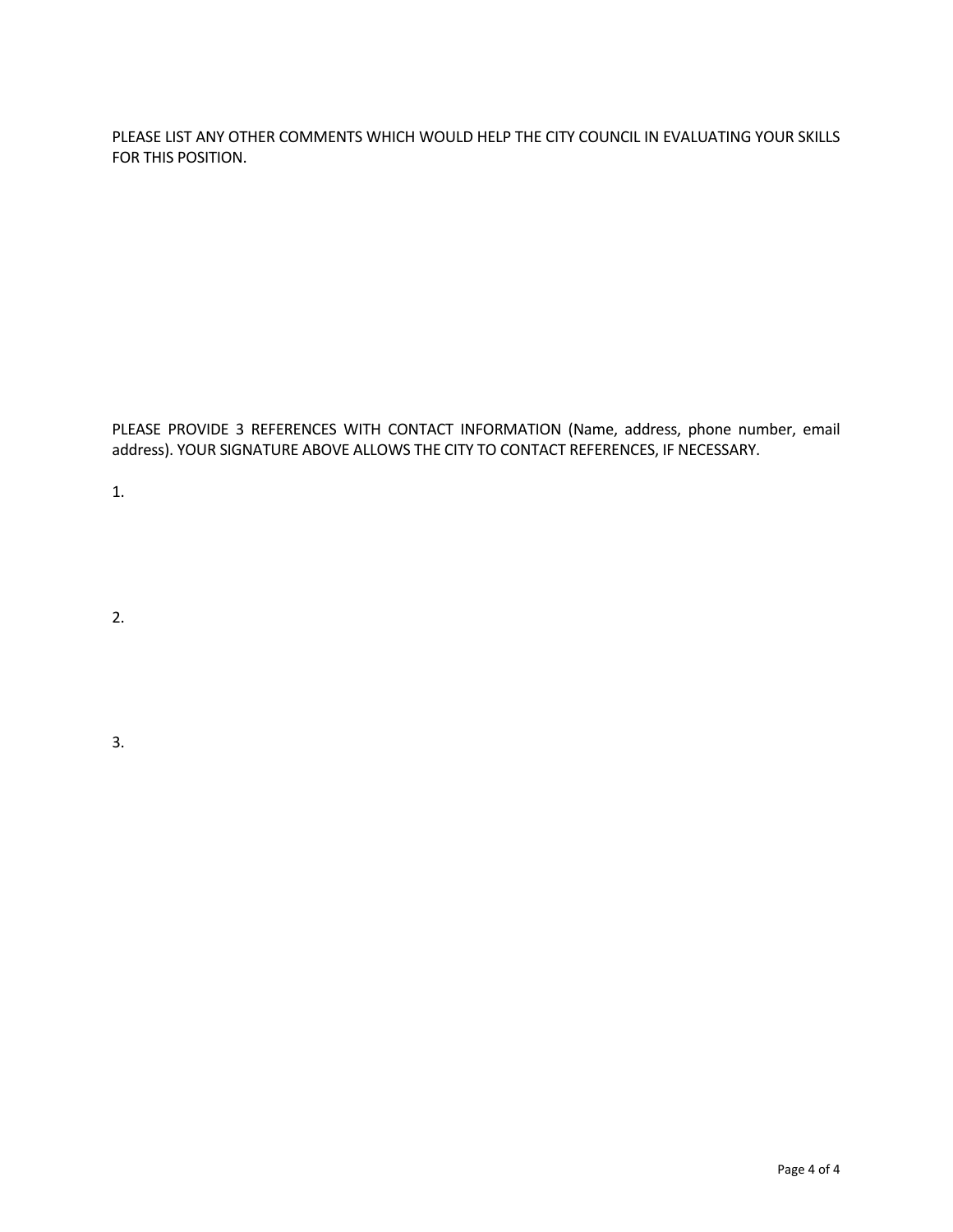PLEASE LIST ANY OTHER COMMENTS WHICH WOULD HELP THE CITY COUNCIL IN EVALUATING YOUR SKILLS FOR THIS POSITION.

PLEASE PROVIDE 3 REFERENCES WITH CONTACT INFORMATION (Name, address, phone number, email address). YOUR SIGNATURE ABOVE ALLOWS THE CITY TO CONTACT REFERENCES, IF NECESSARY.

1.

2.

3.